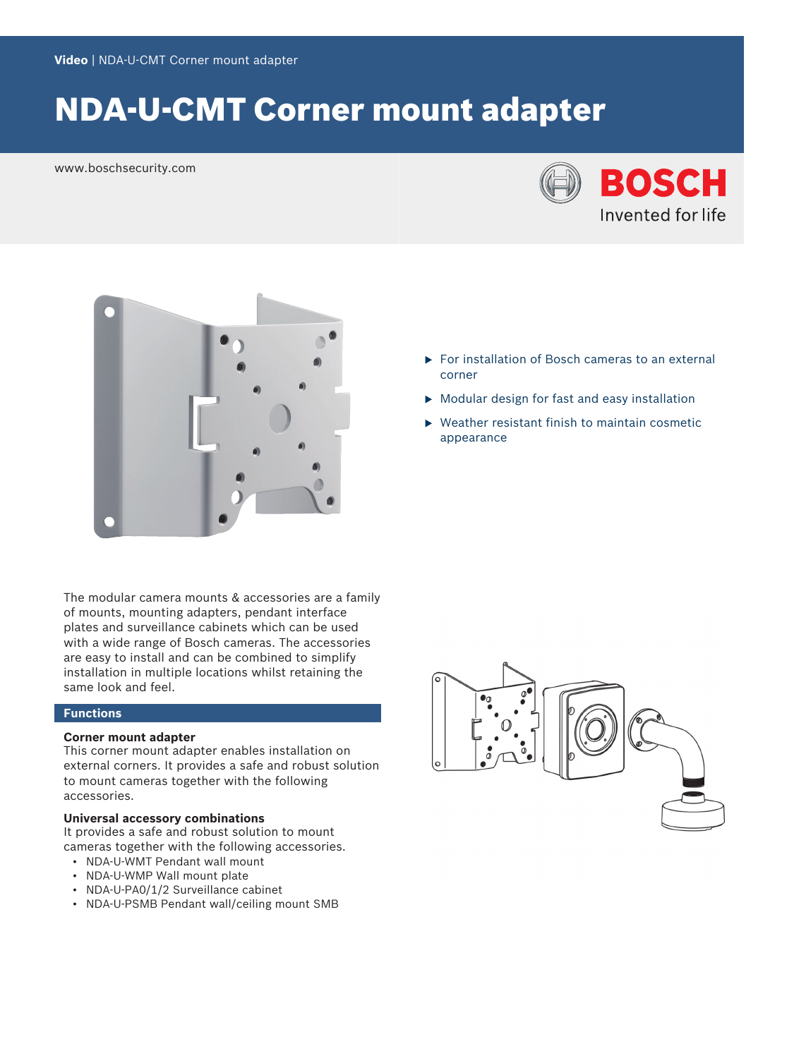Video | NDA-U-CMT Corner mount adapter

# NDA-U-CMT Corner mount adapter

www.boschsecurity.com

- For installation of Bosch cameras to an external corner
- Modular design for fast and easy installation
- Weather resistant finish to maintain cosmetic appearance

The modular camera mounts & accessories are a family of mounts, mounting adapters, pendant interface plates and surveillance cabinets which can be used with a wide range of Bosch cameras. The accessories are easy to install and can be combined to simplify installation in multiple locations whilst retaining the same look and feel.

## Functions

### Corner mount adapter

This corner mount adapter enables installation on external corners. It provides a safe and robust solution to mount cameras together with the following accessories.

### Universal accessory combinations

It provides a safe and robust solution to mount cameras together with the following accessories.

- NDA-U-WMT Pendant wall mount
- NDA-U-WMP Wall mount plate
- NDA-U-PA0/1/2 Surveillance cabinet
- NDA-U-PSMB Pendant wall/ceiling mount SMB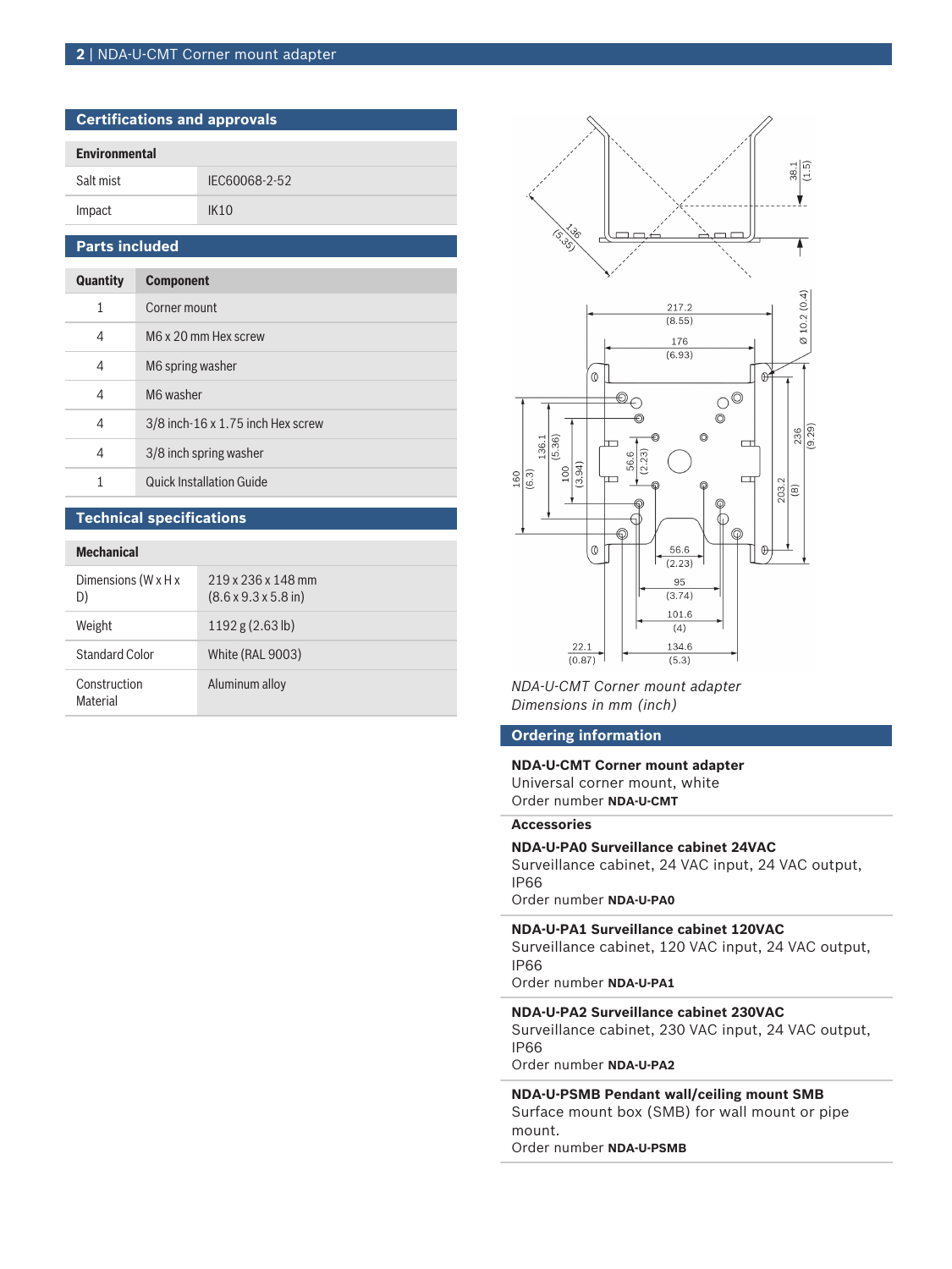## Certifications and approvals

| Environmental | |
|---|---|
| Salt mist | IEC60068-2-52 |
| Impact | IK10 |

## Parts included

| Quantity | Component |
|---|---|
| 1 | Corner mount |
| 4 | M6 x 20 mm Hex screw |
| 4 | M6 spring washer |
| 4 | M6 washer |
| 4 | 3/8 inch-16 x 1.75 inch Hex screw |
| 4 | 3/8 inch spring washer |
| 1 | Quick Installation Guide |

## Technical specifications

| Mechanical | |
|---|---|
| Dimensions (W x H x D) | 219 x 236 x 148 mm (8.6 x 9.3 x 5.8 in) |
| Weight | 1192 g (2.63 lb) |
| Standard Color | White (RAL 9003) |
| Construction Material | Aluminum alloy |

*NDA-U-CMT Corner mount adapter Dimensions in mm (inch)*

## Ordering information

**NDA-U-CMT Corner mount adapter**
Universal corner mount, white
Order number **NDA-U-CMT**

**Accessories**

**NDA-U-PA0 Surveillance cabinet 24VAC**
Surveillance cabinet, 24 VAC input, 24 VAC output, IP66
Order number **NDA-U-PA0**

**NDA-U-PA1 Surveillance cabinet 120VAC**
Surveillance cabinet, 120 VAC input, 24 VAC output, IP66
Order number **NDA-U-PA1**

**NDA-U-PA2 Surveillance cabinet 230VAC**
Surveillance cabinet, 230 VAC input, 24 VAC output, IP66
Order number **NDA-U-PA2**

**NDA-U-PSMB Pendant wall/ceiling mount SMB**
Surface mount box (SMB) for wall mount or pipe mount.
Order number **NDA-U-PSMB**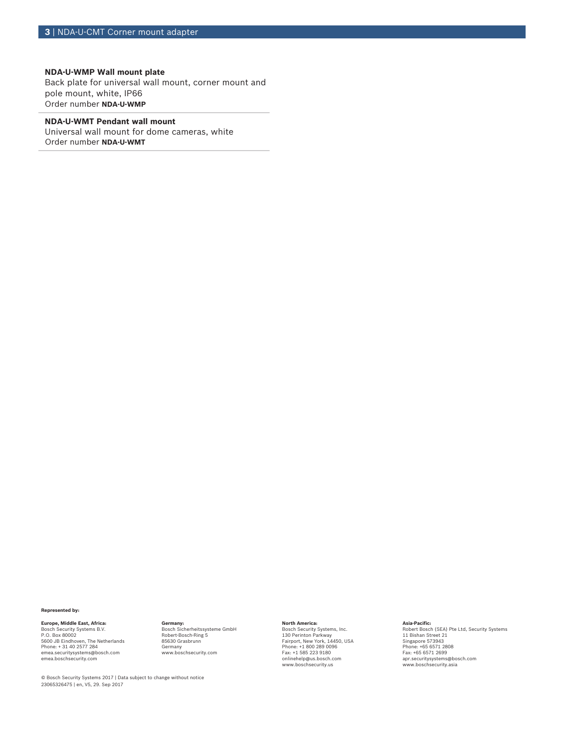**NDA-U-WMP Wall mount plate**
Back plate for universal wall mount, corner mount and pole mount, white, IP66
Order number **NDA-U-WMP**

**NDA-U-WMT Pendant wall mount**
Universal wall mount for dome cameras, white
Order number **NDA-U-WMT**

**Represented by:**

**Europe, Middle East, Africa:**
Bosch Security Systems B.V.
P.O. Box 80002
5600 JB Eindhoven, The Netherlands
Phone: + 31 40 2577 284
emea.securitysystems@bosch.com
emea.boschsecurity.com

**Germany:**
Bosch Sicherheitssysteme GmbH
Robert-Bosch-Ring 5
85630 Grasbrunn
Germany
www.boschsecurity.com

**North America:**
Bosch Security Systems, Inc.
130 Perinton Parkway
Fairport, New York, 14450, USA
Phone: +1 800 289 0096
Fax: +1 585 223 9180
onlinehelp@us.bosch.com
www.boschsecurity.us

**Asia-Pacific:**
Robert Bosch (SEA) Pte Ltd, Security Systems
11 Bishan Street 21
Singapore 573943
Phone: +65 6571 2808
Fax: +65 6571 2699
apr.securitysystems@bosch.com
www.boschsecurity.asia

© Bosch Security Systems 2017 | Data subject to change without notice
23065326475 | en, V5, 29. Sep 2017